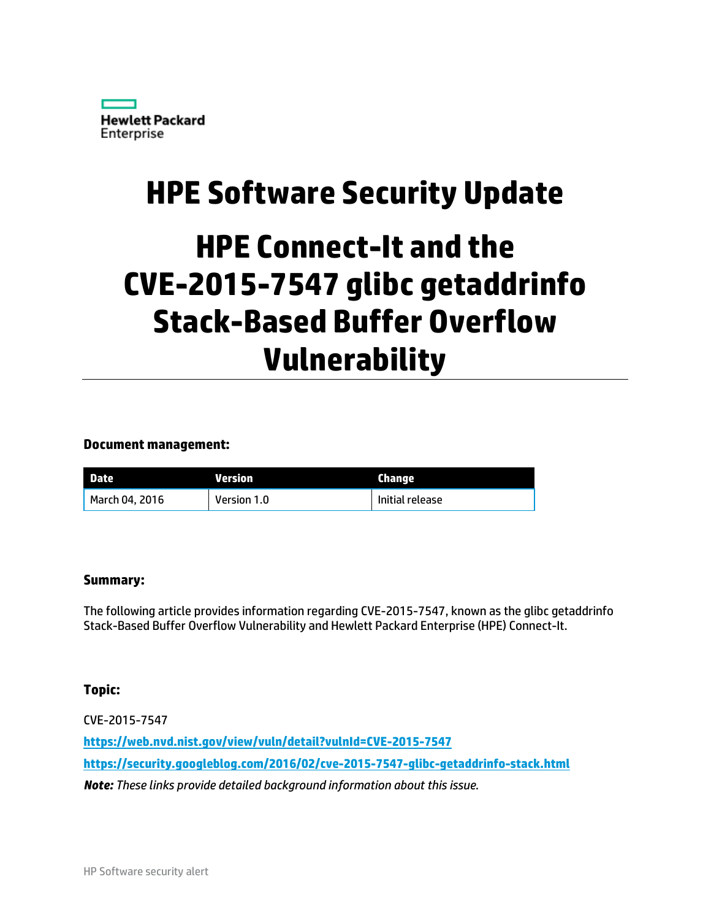Hewlett Packard Enterprise

# HPE Software Security Update

# HPE Connect-It and the CVE-2015-7547 glibc getaddrinfo Stack-Based Buffer Overflow Vulnerability

**Document management:**

| Date | Version | Change |
| --- | --- | --- |
| March 04, 2016 | Version 1.0 | Initial release |

**Summary:**

The following article provides information regarding CVE-2015-7547, known as the glibc getaddrinfo Stack-Based Buffer Overflow Vulnerability and Hewlett Packard Enterprise (HPE) Connect-It.

**Topic:**

CVE-2015-7547

**https://web.nvd.nist.gov/view/vuln/detail?vulnId=CVE-2015-7547**

**https://security.googleblog.com/2016/02/cve-2015-7547-glibc-getaddrinfo-stack.html**

***Note:*** *These links provide detailed background information about this issue.*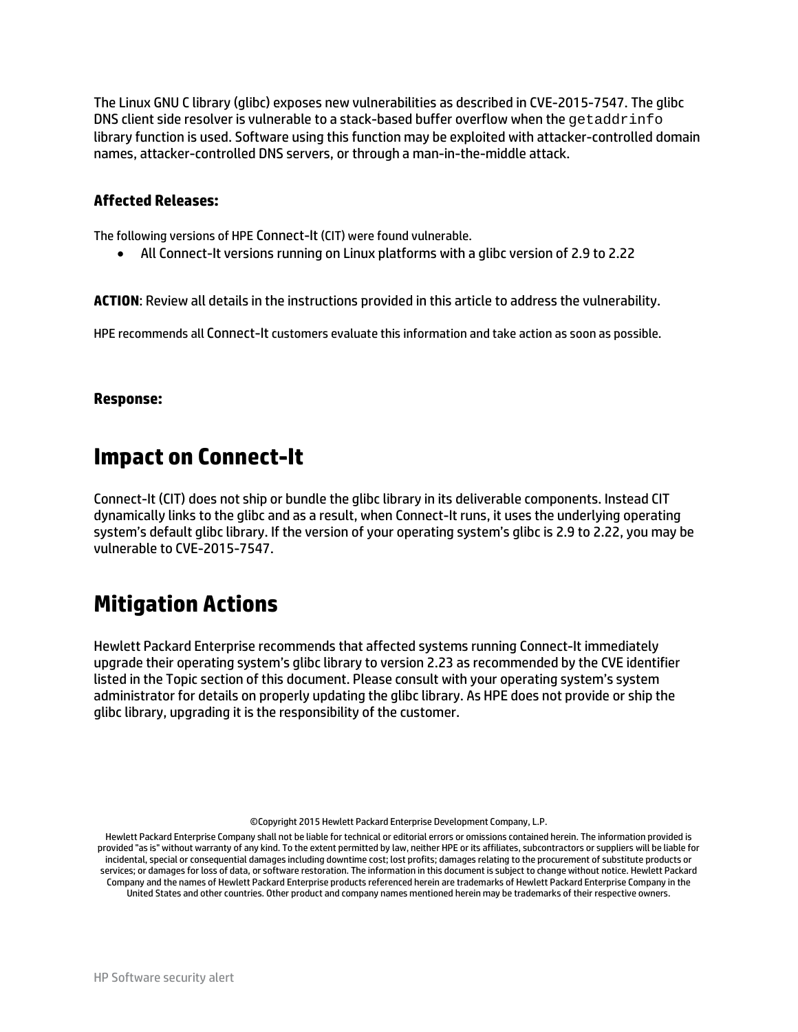The Linux GNU C library (glibc) exposes new vulnerabilities as described in CVE-2015-7547. The glibc DNS client side resolver is vulnerable to a stack-based buffer overflow when the `getaddrinfo` library function is used. Software using this function may be exploited with attacker-controlled domain names, attacker-controlled DNS servers, or through a man-in-the-middle attack.

**Affected Releases:**

The following versions of HPE Connect-It (CIT) were found vulnerable.

- All Connect-It versions running on Linux platforms with a glibc version of 2.9 to 2.22

**ACTION**: Review all details in the instructions provided in this article to address the vulnerability.

HPE recommends all Connect-It customers evaluate this information and take action as soon as possible.

**Response:**

# Impact on Connect-It

Connect-It (CIT) does not ship or bundle the glibc library in its deliverable components. Instead CIT dynamically links to the glibc and as a result, when Connect-It runs, it uses the underlying operating system's default glibc library. If the version of your operating system's glibc is 2.9 to 2.22, you may be vulnerable to CVE-2015-7547.

# Mitigation Actions

Hewlett Packard Enterprise recommends that affected systems running Connect-It immediately upgrade their operating system's glibc library to version 2.23 as recommended by the CVE identifier listed in the Topic section of this document. Please consult with your operating system's system administrator for details on properly updating the glibc library. As HPE does not provide or ship the glibc library, upgrading it is the responsibility of the customer.

©Copyright 2015 Hewlett Packard Enterprise Development Company, L.P.

Hewlett Packard Enterprise Company shall not be liable for technical or editorial errors or omissions contained herein. The information provided is provided "as is" without warranty of any kind. To the extent permitted by law, neither HPE or its affiliates, subcontractors or suppliers will be liable for incidental, special or consequential damages including downtime cost; lost profits; damages relating to the procurement of substitute products or services; or damages for loss of data, or software restoration. The information in this document is subject to change without notice. Hewlett Packard Company and the names of Hewlett Packard Enterprise products referenced herein are trademarks of Hewlett Packard Enterprise Company in the United States and other countries. Other product and company names mentioned herein may be trademarks of their respective owners.